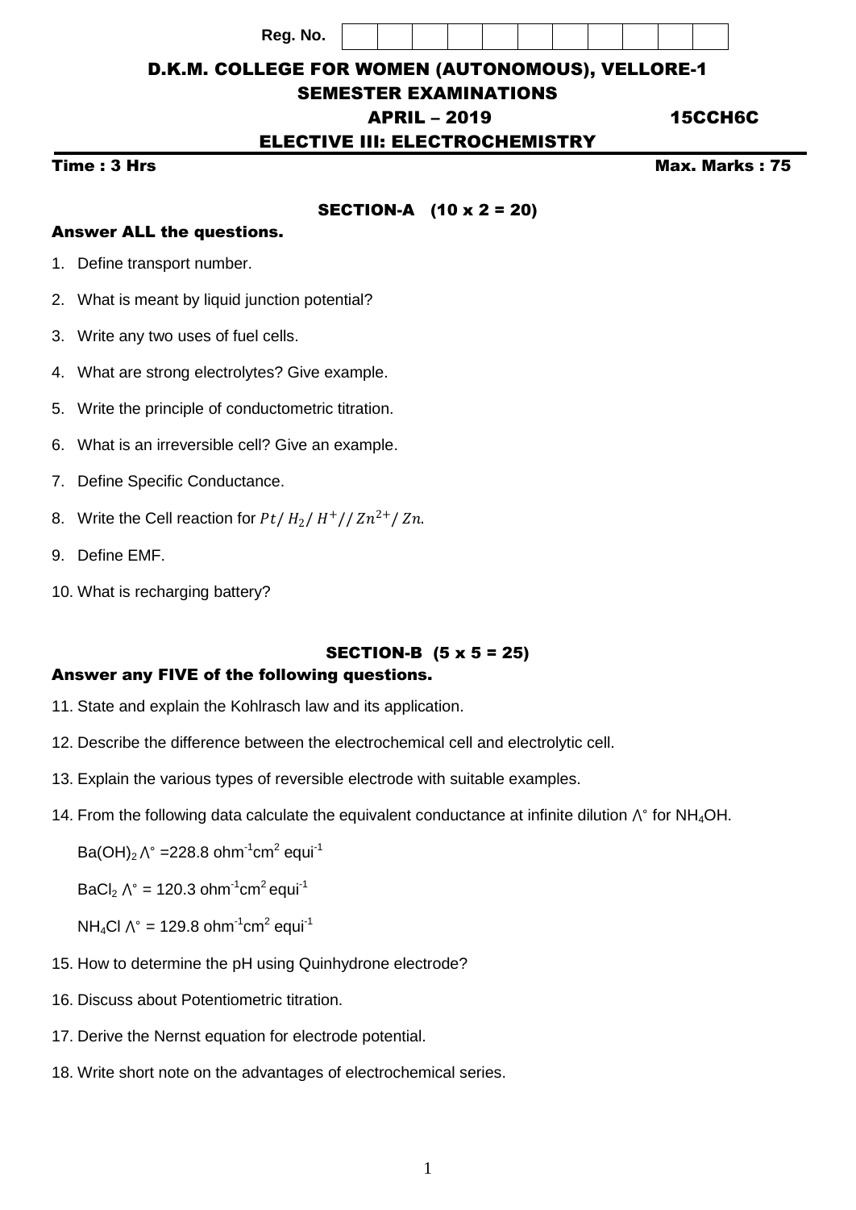Reg. No.

# D.K.M. COLLEGE FOR WOMEN (AUTONOMOUS), VELLORE-1

## SEMESTER EXAMINATIONS

**APRIL – 2019** **15CCH6C**

## ELECTIVE III: ELECTROCHEMISTRY

**Time : 3 Hrs** **Max. Marks : 75**

### SECTION-A (10 x 2 = 20)

**Answer ALL the questions.**

1. Define transport number.
2. What is meant by liquid junction potential?
3. Write any two uses of fuel cells.
4. What are strong electrolytes? Give example.
5. Write the principle of conductometric titration.
6. What is an irreversible cell? Give an example.
7. Define Specific Conductance.
8. Write the Cell reaction for $Pt / H_2 / H^+ // Zn^{2+} / Zn$.
9. Define EMF.
10. What is recharging battery?

### SECTION-B (5 x 5 = 25)

**Answer any FIVE of the following questions.**

11. State and explain the Kohlrasch law and its application.
12. Describe the difference between the electrochemical cell and electrolytic cell.
13. Explain the various types of reversible electrode with suitable examples.
14. From the following data calculate the equivalent conductance at infinite dilution $\Lambda^\circ$ for $NH_4OH$.

    $Ba(OH)_2$ $\Lambda^\circ$ =228.8 $ohm^{-1}cm^2$ $equi^{-1}$

    $BaCl_2$ $\Lambda^\circ$ = 120.3 $ohm^{-1}cm^2$ $equi^{-1}$

    $NH_4Cl$ $\Lambda^\circ$ = 129.8 $ohm^{-1}cm^2$ $equi^{-1}$

15. How to determine the pH using Quinhydrone electrode?
16. Discuss about Potentiometric titration.
17. Derive the Nernst equation for electrode potential.
18. Write short note on the advantages of electrochemical series.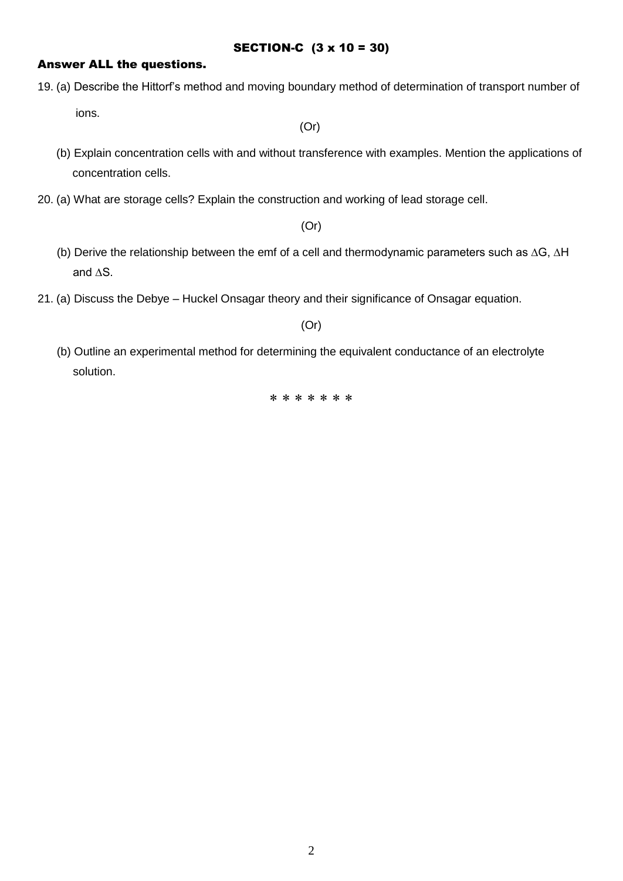## SECTION-C (3 x 10 = 30)

**Answer ALL the questions.**

19. (a) Describe the Hittorf's method and moving boundary method of determination of transport number of ions.

(Or)

(b) Explain concentration cells with and without transference with examples. Mention the applications of concentration cells.

20. (a) What are storage cells? Explain the construction and working of lead storage cell.

(Or)

(b) Derive the relationship between the emf of a cell and thermodynamic parameters such as $\Delta G$, $\Delta H$ and $\Delta S$.

21. (a) Discuss the Debye – Huckel Onsagar theory and their significance of Onsagar equation.

(Or)

(b) Outline an experimental method for determining the equivalent conductance of an electrolyte solution.

* * * * * * *